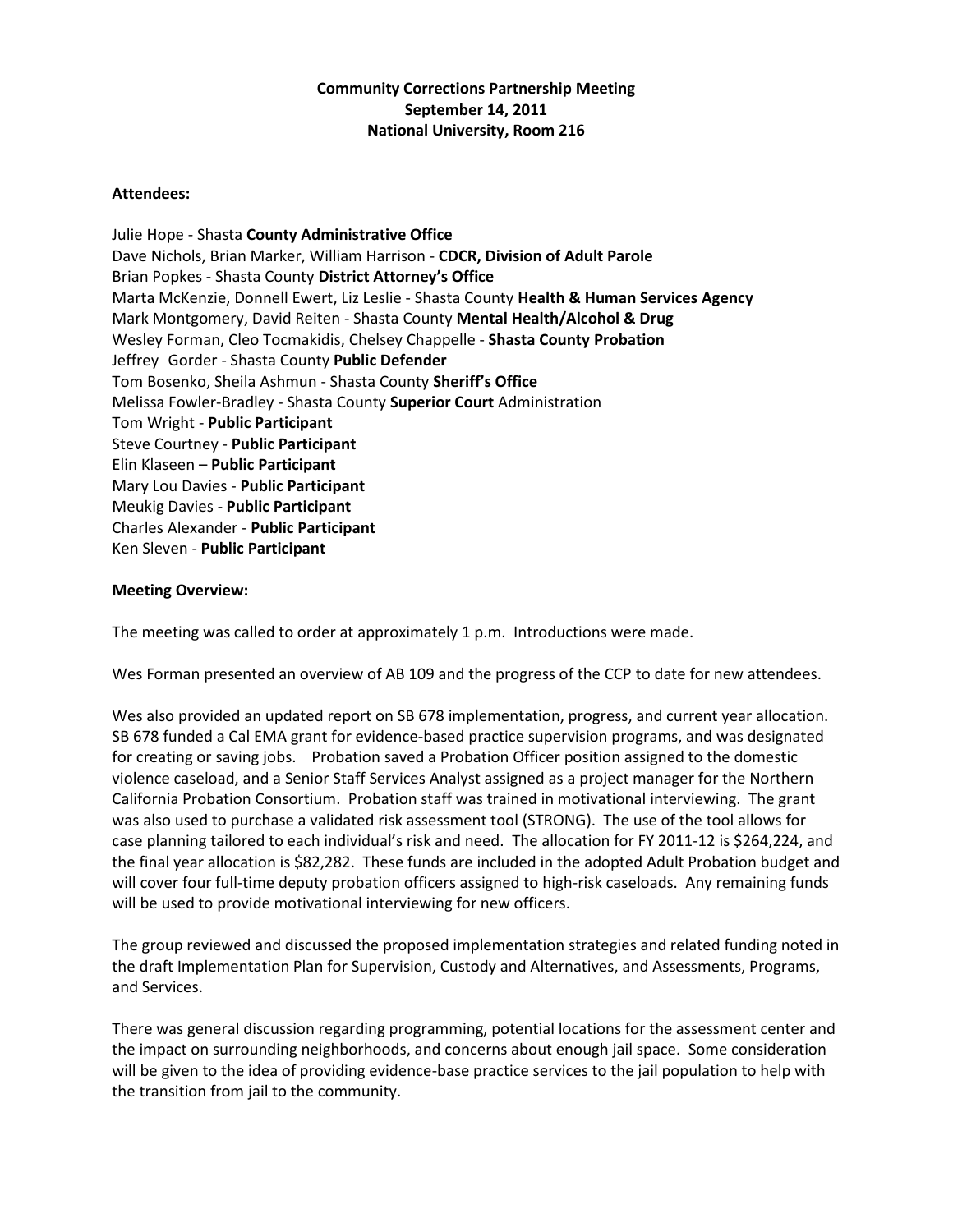**Community Corrections Partnership Meeting**
**September 14, 2011**
**National University, Room 216**

**Attendees:**

Julie Hope - Shasta **County Administrative Office**
Dave Nichols, Brian Marker, William Harrison - **CDCR, Division of Adult Parole**
Brian Popkes - Shasta County **District Attorney's Office**
Marta McKenzie, Donnell Ewert, Liz Leslie - Shasta County **Health & Human Services Agency**
Mark Montgomery, David Reiten - Shasta County **Mental Health/Alcohol & Drug**
Wesley Forman, Cleo Tocmakidis, Chelsey Chappelle - **Shasta County Probation**
Jeffrey Gorder - Shasta County **Public Defender**
Tom Bosenko, Sheila Ashmun - Shasta County **Sheriff's Office**
Melissa Fowler-Bradley - Shasta County **Superior Court** Administration
Tom Wright - **Public Participant**
Steve Courtney - **Public Participant**
Elin Klaseen – **Public Participant**
Mary Lou Davies - **Public Participant**
Meukig Davies - **Public Participant**
Charles Alexander - **Public Participant**
Ken Sleven - **Public Participant**

**Meeting Overview:**

The meeting was called to order at approximately 1 p.m. Introductions were made.

Wes Forman presented an overview of AB 109 and the progress of the CCP to date for new attendees.

Wes also provided an updated report on SB 678 implementation, progress, and current year allocation. SB 678 funded a Cal EMA grant for evidence-based practice supervision programs, and was designated for creating or saving jobs. Probation saved a Probation Officer position assigned to the domestic violence caseload, and a Senior Staff Services Analyst assigned as a project manager for the Northern California Probation Consortium. Probation staff was trained in motivational interviewing. The grant was also used to purchase a validated risk assessment tool (STRONG). The use of the tool allows for case planning tailored to each individual's risk and need. The allocation for FY 2011-12 is $264,224, and the final year allocation is $82,282. These funds are included in the adopted Adult Probation budget and will cover four full-time deputy probation officers assigned to high-risk caseloads. Any remaining funds will be used to provide motivational interviewing for new officers.

The group reviewed and discussed the proposed implementation strategies and related funding noted in the draft Implementation Plan for Supervision, Custody and Alternatives, and Assessments, Programs, and Services.

There was general discussion regarding programming, potential locations for the assessment center and the impact on surrounding neighborhoods, and concerns about enough jail space. Some consideration will be given to the idea of providing evidence-base practice services to the jail population to help with the transition from jail to the community.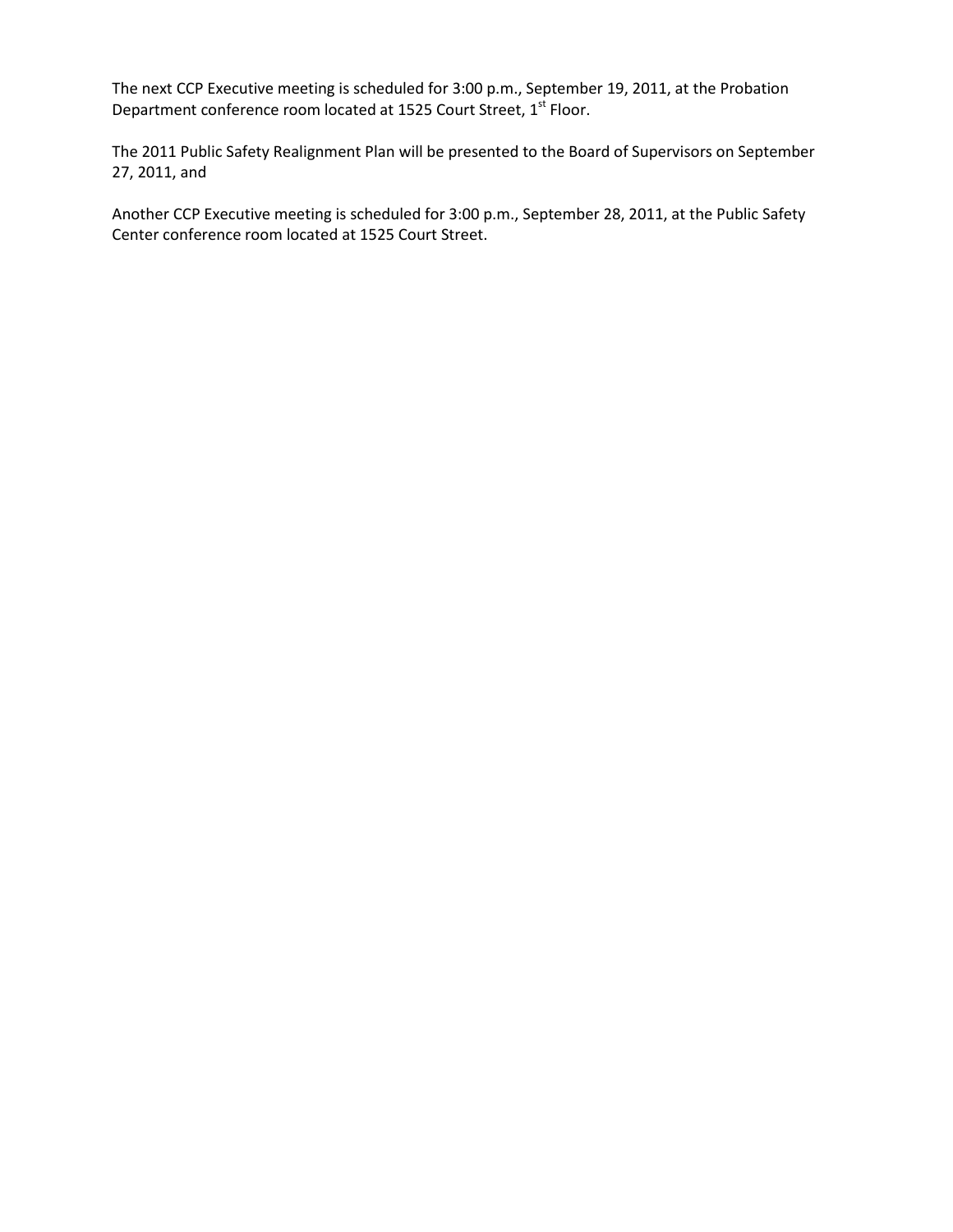The next CCP Executive meeting is scheduled for 3:00 p.m., September 19, 2011, at the Probation Department conference room located at 1525 Court Street, 1st Floor.

The 2011 Public Safety Realignment Plan will be presented to the Board of Supervisors on September 27, 2011, and

Another CCP Executive meeting is scheduled for 3:00 p.m., September 28, 2011, at the Public Safety Center conference room located at 1525 Court Street.